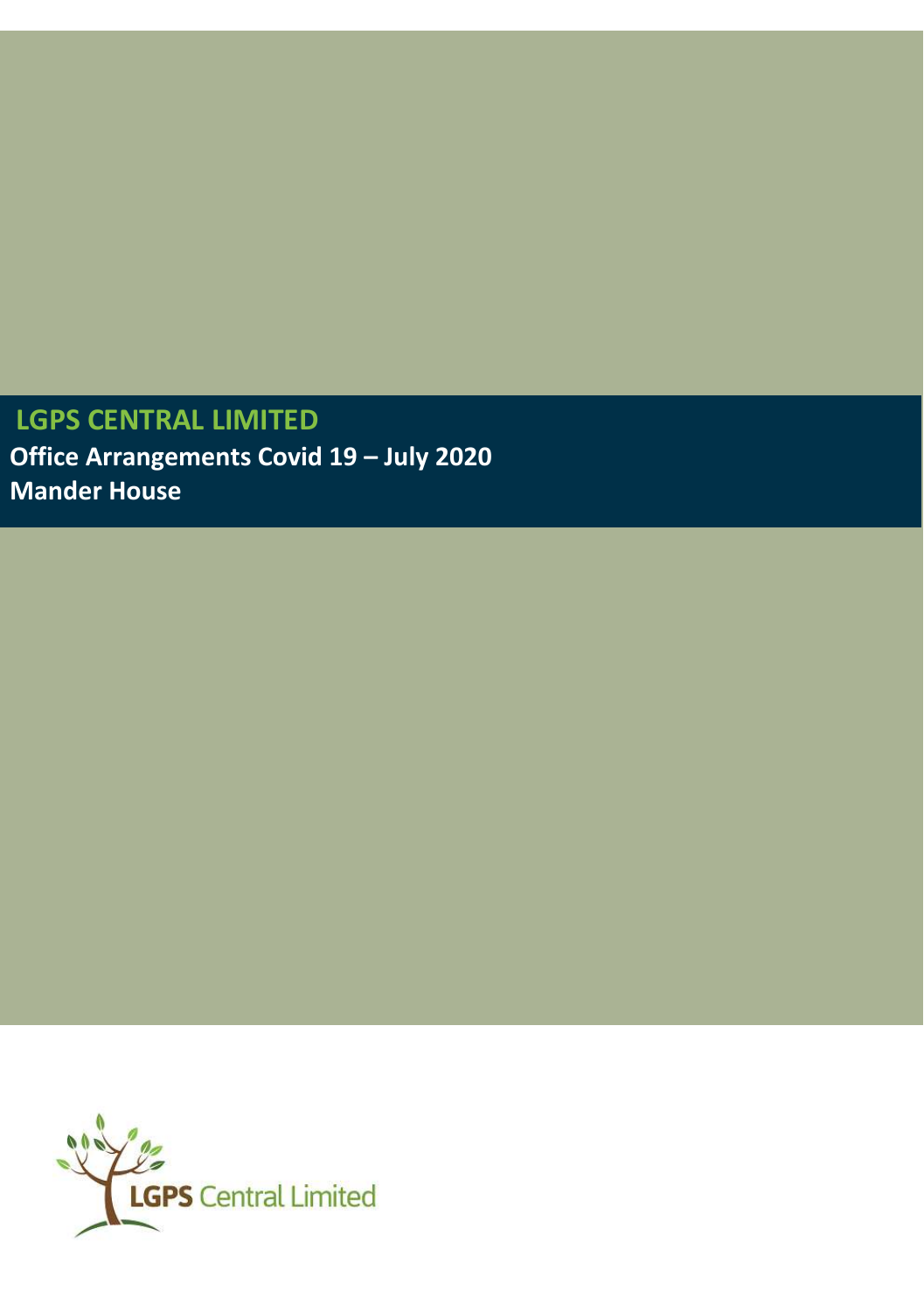# LGPS CENTRAL LIMITED

**Office Arrangements Covid 19 – July 2020**

**Mander House**

LGPS Central Limited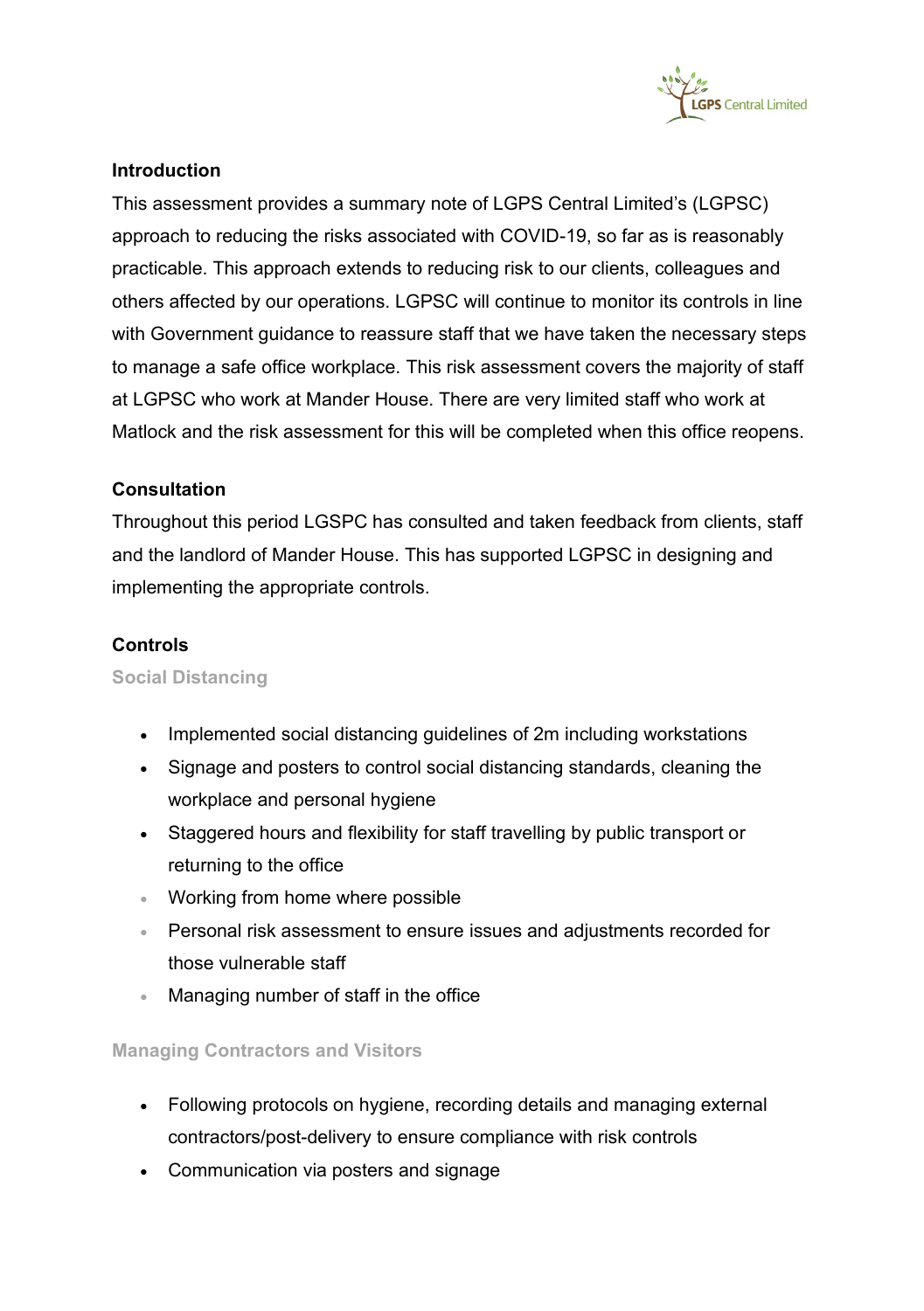## Introduction

This assessment provides a summary note of LGPS Central Limited's (LGPSC) approach to reducing the risks associated with COVID-19, so far as is reasonably practicable. This approach extends to reducing risk to our clients, colleagues and others affected by our operations. LGPSC will continue to monitor its controls in line with Government guidance to reassure staff that we have taken the necessary steps to manage a safe office workplace. This risk assessment covers the majority of staff at LGPSC who work at Mander House. There are very limited staff who work at Matlock and the risk assessment for this will be completed when this office reopens.

## Consultation

Throughout this period LGSPC has consulted and taken feedback from clients, staff and the landlord of Mander House. This has supported LGPSC in designing and implementing the appropriate controls.

## Controls

### Social Distancing

- Implemented social distancing guidelines of 2m including workstations
- Signage and posters to control social distancing standards, cleaning the workplace and personal hygiene
- Staggered hours and flexibility for staff travelling by public transport or returning to the office
- Working from home where possible
- Personal risk assessment to ensure issues and adjustments recorded for those vulnerable staff
- Managing number of staff in the office

### Managing Contractors and Visitors

- Following protocols on hygiene, recording details and managing external contractors/post-delivery to ensure compliance with risk controls
- Communication via posters and signage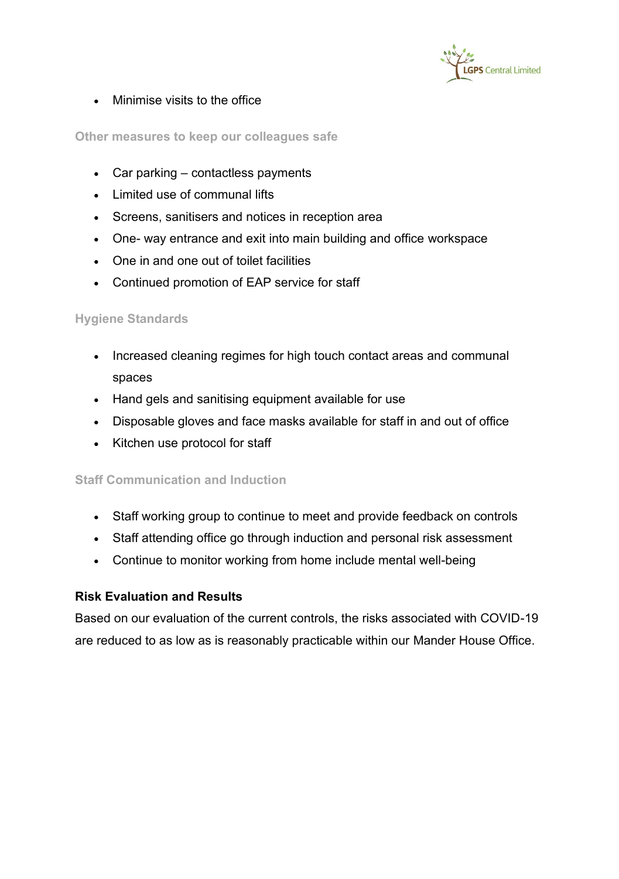- Minimise visits to the office

### Other measures to keep our colleagues safe

- Car parking – contactless payments
- Limited use of communal lifts
- Screens, sanitisers and notices in reception area
- One- way entrance and exit into main building and office workspace
- One in and one out of toilet facilities
- Continued promotion of EAP service for staff

### Hygiene Standards

- Increased cleaning regimes for high touch contact areas and communal spaces
- Hand gels and sanitising equipment available for use
- Disposable gloves and face masks available for staff in and out of office
- Kitchen use protocol for staff

### Staff Communication and Induction

- Staff working group to continue to meet and provide feedback on controls
- Staff attending office go through induction and personal risk assessment
- Continue to monitor working from home include mental well-being

**Risk Evaluation and Results**

Based on our evaluation of the current controls, the risks associated with COVID-19 are reduced to as low as is reasonably practicable within our Mander House Office.